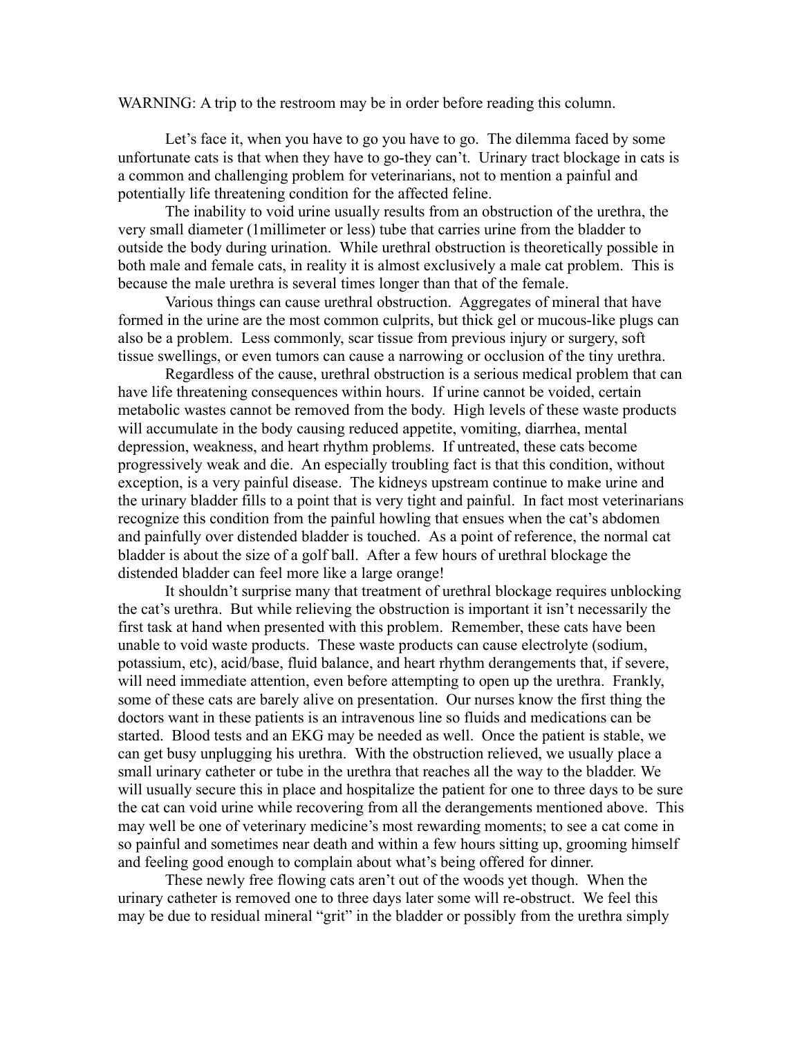WARNING: A trip to the restroom may be in order before reading this column.

Let's face it, when you have to go you have to go. The dilemma faced by some unfortunate cats is that when they have to go-they can't. Urinary tract blockage in cats is a common and challenging problem for veterinarians, not to mention a painful and potentially life threatening condition for the affected feline.

The inability to void urine usually results from an obstruction of the urethra, the very small diameter (1millimeter or less) tube that carries urine from the bladder to outside the body during urination. While urethral obstruction is theoretically possible in both male and female cats, in reality it is almost exclusively a male cat problem. This is because the male urethra is several times longer than that of the female.

Various things can cause urethral obstruction. Aggregates of mineral that have formed in the urine are the most common culprits, but thick gel or mucous-like plugs can also be a problem. Less commonly, scar tissue from previous injury or surgery, soft tissue swellings, or even tumors can cause a narrowing or occlusion of the tiny urethra.

Regardless of the cause, urethral obstruction is a serious medical problem that can have life threatening consequences within hours. If urine cannot be voided, certain metabolic wastes cannot be removed from the body. High levels of these waste products will accumulate in the body causing reduced appetite, vomiting, diarrhea, mental depression, weakness, and heart rhythm problems. If untreated, these cats become progressively weak and die. An especially troubling fact is that this condition, without exception, is a very painful disease. The kidneys upstream continue to make urine and the urinary bladder fills to a point that is very tight and painful. In fact most veterinarians recognize this condition from the painful howling that ensues when the cat's abdomen and painfully over distended bladder is touched. As a point of reference, the normal cat bladder is about the size of a golf ball. After a few hours of urethral blockage the distended bladder can feel more like a large orange!

It shouldn't surprise many that treatment of urethral blockage requires unblocking the cat's urethra. But while relieving the obstruction is important it isn't necessarily the first task at hand when presented with this problem. Remember, these cats have been unable to void waste products. These waste products can cause electrolyte (sodium, potassium, etc), acid/base, fluid balance, and heart rhythm derangements that, if severe, will need immediate attention, even before attempting to open up the urethra. Frankly, some of these cats are barely alive on presentation. Our nurses know the first thing the doctors want in these patients is an intravenous line so fluids and medications can be started. Blood tests and an EKG may be needed as well. Once the patient is stable, we can get busy unplugging his urethra. With the obstruction relieved, we usually place a small urinary catheter or tube in the urethra that reaches all the way to the bladder. We will usually secure this in place and hospitalize the patient for one to three days to be sure the cat can void urine while recovering from all the derangements mentioned above. This may well be one of veterinary medicine's most rewarding moments; to see a cat come in so painful and sometimes near death and within a few hours sitting up, grooming himself and feeling good enough to complain about what's being offered for dinner.

These newly free flowing cats aren't out of the woods yet though. When the urinary catheter is removed one to three days later some will re-obstruct. We feel this may be due to residual mineral "grit" in the bladder or possibly from the urethra simply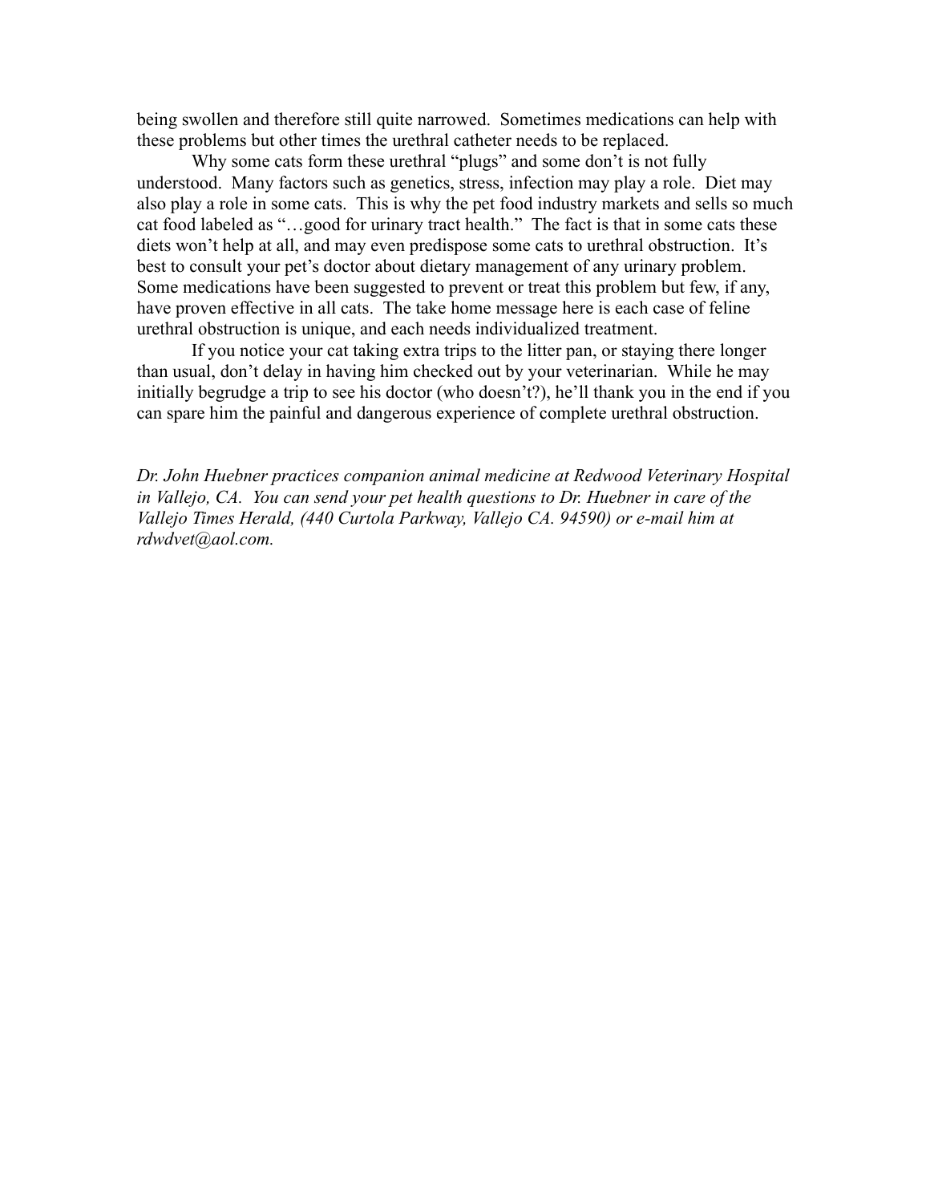being swollen and therefore still quite narrowed. Sometimes medications can help with these problems but other times the urethral catheter needs to be replaced.

Why some cats form these urethral "plugs" and some don't is not fully understood. Many factors such as genetics, stress, infection may play a role. Diet may also play a role in some cats. This is why the pet food industry markets and sells so much cat food labeled as "…good for urinary tract health." The fact is that in some cats these diets won't help at all, and may even predispose some cats to urethral obstruction. It's best to consult your pet's doctor about dietary management of any urinary problem. Some medications have been suggested to prevent or treat this problem but few, if any, have proven effective in all cats. The take home message here is each case of feline urethral obstruction is unique, and each needs individualized treatment.

If you notice your cat taking extra trips to the litter pan, or staying there longer than usual, don't delay in having him checked out by your veterinarian. While he may initially begrudge a trip to see his doctor (who doesn't?), he'll thank you in the end if you can spare him the painful and dangerous experience of complete urethral obstruction.

*Dr. John Huebner practices companion animal medicine at Redwood Veterinary Hospital in Vallejo, CA. You can send your pet health questions to Dr. Huebner in care of the Vallejo Times Herald, (440 Curtola Parkway, Vallejo CA. 94590) or e-mail him at rdwdvet@aol.com.*